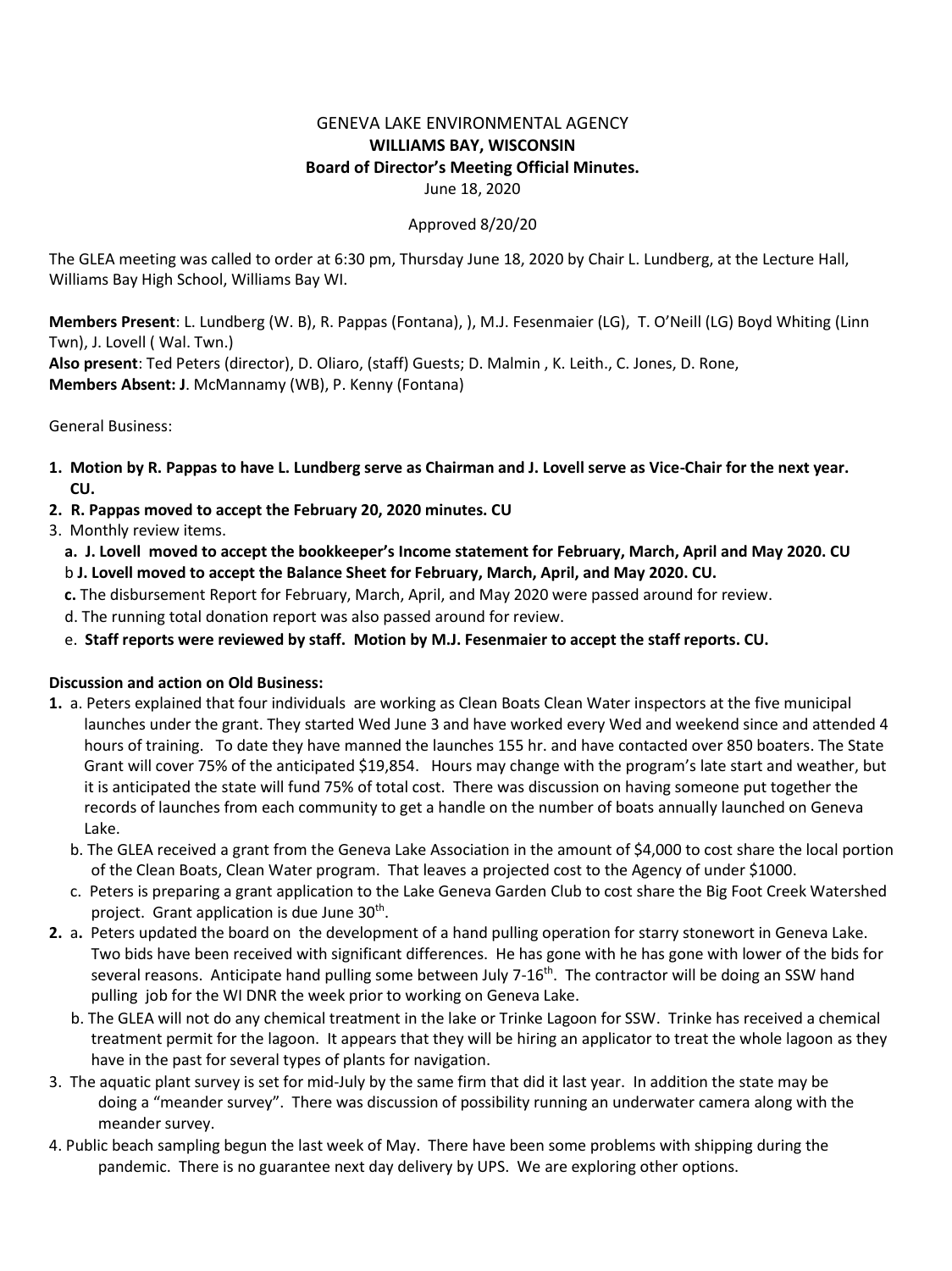GENEVA LAKE ENVIRONMENTAL AGENCY

**WILLIAMS BAY, WISCONSIN**

**Board of Director's Meeting Official Minutes.**

June 18, 2020

Approved 8/20/20

The GLEA meeting was called to order at 6:30 pm, Thursday June 18, 2020 by Chair L. Lundberg, at the Lecture Hall, Williams Bay High School, Williams Bay WI.

**Members Present**: L. Lundberg (W. B), R. Pappas (Fontana), ), M.J. Fesenmaier (LG), T. O'Neill (LG) Boyd Whiting (Linn Twn), J. Lovell ( Wal. Twn.)
**Also present**: Ted Peters (director), D. Oliaro, (staff) Guests; D. Malmin , K. Leith., C. Jones, D. Rone,
**Members Absent: J**. McMannamy (WB), P. Kenny (Fontana)

General Business:

1. **Motion by R. Pappas to have L. Lundberg serve as Chairman and J. Lovell serve as Vice-Chair for the next year. CU.**
2. **R. Pappas moved to accept the February 20, 2020 minutes. CU**
3. Monthly review items.
   **a. J. Lovell moved to accept the bookkeeper's Income statement for February, March, April and May 2020. CU**
   b **J. Lovell moved to accept the Balance Sheet for February, March, April, and May 2020. CU.**
   **c.** The disbursement Report for February, March, April, and May 2020 were passed around for review.
   d. The running total donation report was also passed around for review.
   e. **Staff reports were reviewed by staff. Motion by M.J. Fesenmaier to accept the staff reports. CU.**

**Discussion and action on Old Business:**

1. a. Peters explained that four individuals are working as Clean Boats Clean Water inspectors at the five municipal launches under the grant. They started Wed June 3 and have worked every Wed and weekend since and attended 4 hours of training. To date they have manned the launches 155 hr. and have contacted over 850 boaters. The State Grant will cover 75% of the anticipated $19,854. Hours may change with the program's late start and weather, but it is anticipated the state will fund 75% of total cost. There was discussion on having someone put together the records of launches from each community to get a handle on the number of boats annually launched on Geneva Lake.
   b. The GLEA received a grant from the Geneva Lake Association in the amount of $4,000 to cost share the local portion of the Clean Boats, Clean Water program. That leaves a projected cost to the Agency of under $1000.
   c. Peters is preparing a grant application to the Lake Geneva Garden Club to cost share the Big Foot Creek Watershed project. Grant application is due June 30th.
2. a**.** Peters updated the board on the development of a hand pulling operation for starry stonewort in Geneva Lake. Two bids have been received with significant differences. He has gone with he has gone with lower of the bids for several reasons. Anticipate hand pulling some between July 7-16th. The contractor will be doing an SSW hand pulling job for the WI DNR the week prior to working on Geneva Lake.
   b. The GLEA will not do any chemical treatment in the lake or Trinke Lagoon for SSW. Trinke has received a chemical treatment permit for the lagoon. It appears that they will be hiring an applicator to treat the whole lagoon as they have in the past for several types of plants for navigation.
3. The aquatic plant survey is set for mid-July by the same firm that did it last year. In addition the state may be doing a "meander survey". There was discussion of possibility running an underwater camera along with the meander survey.
4. Public beach sampling begun the last week of May. There have been some problems with shipping during the pandemic. There is no guarantee next day delivery by UPS. We are exploring other options.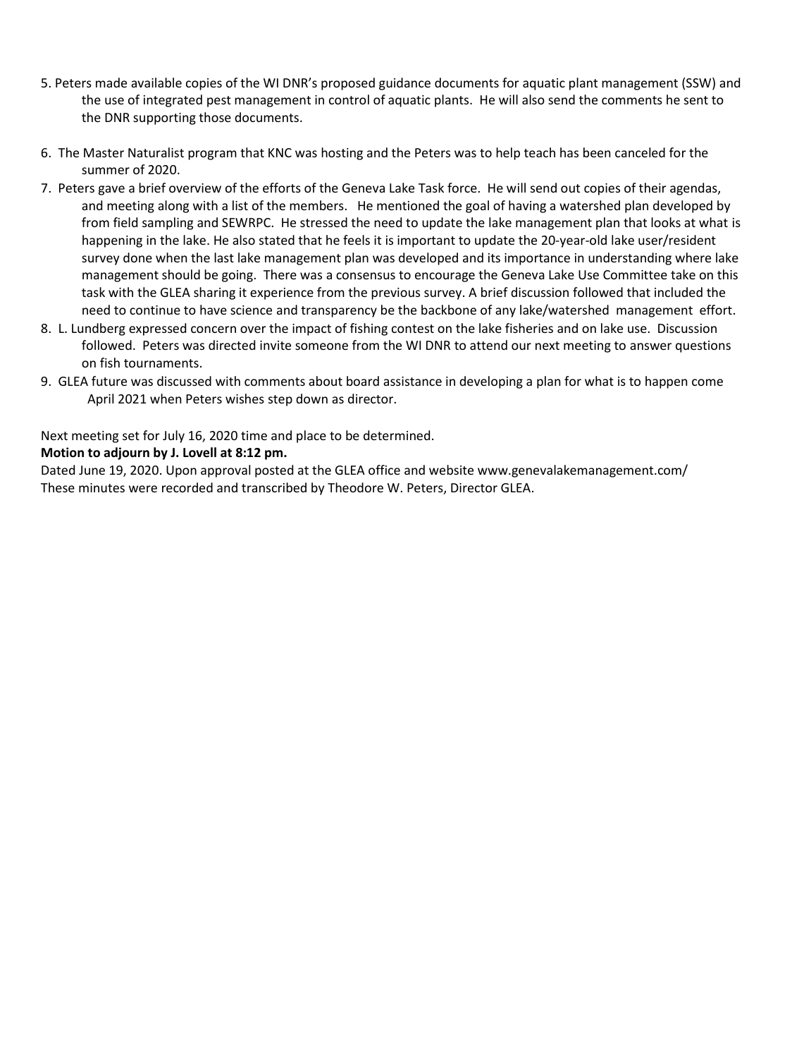5. Peters made available copies of the WI DNR's proposed guidance documents for aquatic plant management (SSW) and the use of integrated pest management in control of aquatic plants. He will also send the comments he sent to the DNR supporting those documents.

6. The Master Naturalist program that KNC was hosting and the Peters was to help teach has been canceled for the summer of 2020.

7. Peters gave a brief overview of the efforts of the Geneva Lake Task force. He will send out copies of their agendas, and meeting along with a list of the members. He mentioned the goal of having a watershed plan developed by from field sampling and SEWRPC. He stressed the need to update the lake management plan that looks at what is happening in the lake. He also stated that he feels it is important to update the 20-year-old lake user/resident survey done when the last lake management plan was developed and its importance in understanding where lake management should be going. There was a consensus to encourage the Geneva Lake Use Committee take on this task with the GLEA sharing it experience from the previous survey. A brief discussion followed that included the need to continue to have science and transparency be the backbone of any lake/watershed management effort.

8. L. Lundberg expressed concern over the impact of fishing contest on the lake fisheries and on lake use. Discussion followed. Peters was directed invite someone from the WI DNR to attend our next meeting to answer questions on fish tournaments.

9. GLEA future was discussed with comments about board assistance in developing a plan for what is to happen come April 2021 when Peters wishes step down as director.

Next meeting set for July 16, 2020 time and place to be determined.

**Motion to adjourn by J. Lovell at 8:12 pm.**

Dated June 19, 2020. Upon approval posted at the GLEA office and website www.genevalakemanagement.com/

These minutes were recorded and transcribed by Theodore W. Peters, Director GLEA.